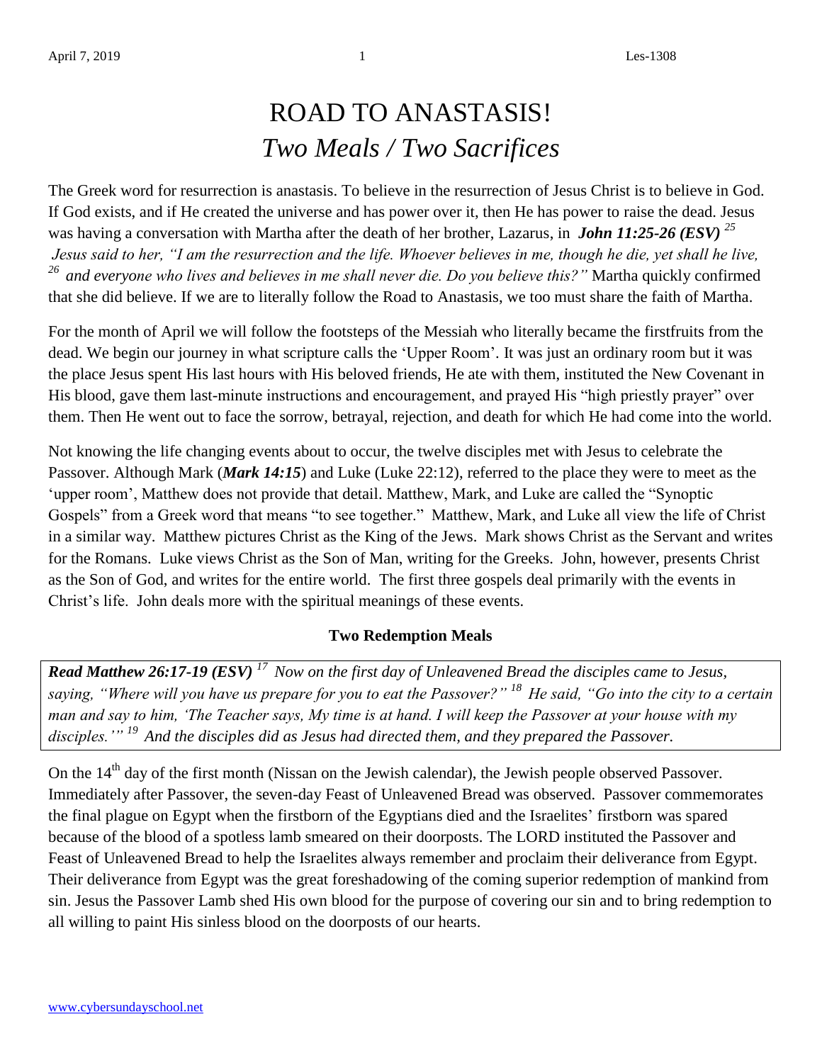# ROAD TO ANASTASIS!

## *Two Meals / Two Sacrifices*

The Greek word for resurrection is anastasis. To believe in the resurrection of Jesus Christ is to believe in God. If God exists, and if He created the universe and has power over it, then He has power to raise the dead. Jesus was having a conversation with Martha after the death of her brother, Lazarus, in ***John 11:25-26 (ESV)*** [25] *Jesus said to her, "I am the resurrection and the life. Whoever believes in me, though he die, yet shall he live,* [26] *and everyone who lives and believes in me shall never die. Do you believe this?"* Martha quickly confirmed that she did believe. If we are to literally follow the Road to Anastasis, we too must share the faith of Martha.

For the month of April we will follow the footsteps of the Messiah who literally became the firstfruits from the dead. We begin our journey in what scripture calls the 'Upper Room'. It was just an ordinary room but it was the place Jesus spent His last hours with His beloved friends, He ate with them, instituted the New Covenant in His blood, gave them last-minute instructions and encouragement, and prayed His "high priestly prayer" over them. Then He went out to face the sorrow, betrayal, rejection, and death for which He had come into the world.

Not knowing the life changing events about to occur, the twelve disciples met with Jesus to celebrate the Passover. Although Mark (***Mark 14:15***) and Luke (Luke 22:12), referred to the place they were to meet as the 'upper room', Matthew does not provide that detail. Matthew, Mark, and Luke are called the "Synoptic Gospels" from a Greek word that means "to see together." Matthew, Mark, and Luke all view the life of Christ in a similar way. Matthew pictures Christ as the King of the Jews. Mark shows Christ as the Servant and writes for the Romans. Luke views Christ as the Son of Man, writing for the Greeks. John, however, presents Christ as the Son of God, and writes for the entire world. The first three gospels deal primarily with the events in Christ's life. John deals more with the spiritual meanings of these events.

### Two Redemption Meals

***Read Matthew 26:17-19 (ESV)*** [17] *Now on the first day of Unleavened Bread the disciples came to Jesus, saying, "Where will you have us prepare for you to eat the Passover?"* [18] *He said, "Go into the city to a certain man and say to him, 'The Teacher says, My time is at hand. I will keep the Passover at your house with my disciples.'"* [19] *And the disciples did as Jesus had directed them, and they prepared the Passover.*

On the 14th day of the first month (Nissan on the Jewish calendar), the Jewish people observed Passover. Immediately after Passover, the seven-day Feast of Unleavened Bread was observed. Passover commemorates the final plague on Egypt when the firstborn of the Egyptians died and the Israelites' firstborn was spared because of the blood of a spotless lamb smeared on their doorposts. The LORD instituted the Passover and Feast of Unleavened Bread to help the Israelites always remember and proclaim their deliverance from Egypt. Their deliverance from Egypt was the great foreshadowing of the coming superior redemption of mankind from sin. Jesus the Passover Lamb shed His own blood for the purpose of covering our sin and to bring redemption to all willing to paint His sinless blood on the doorposts of our hearts.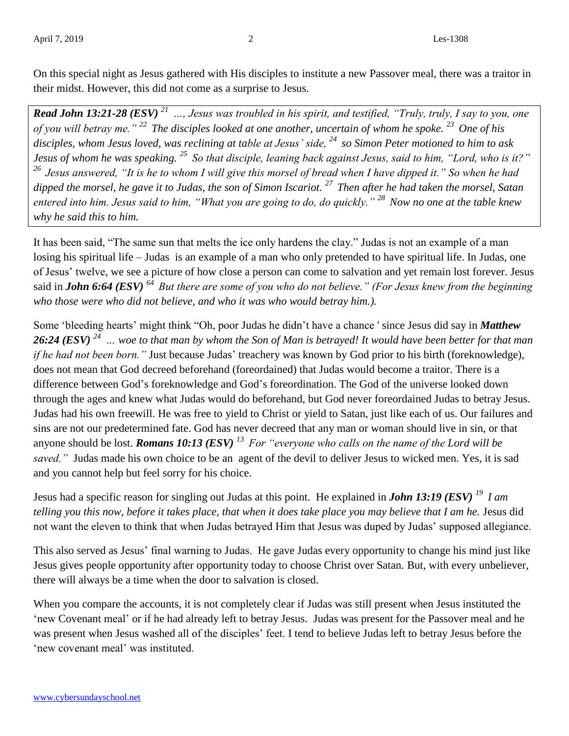On this special night as Jesus gathered with His disciples to institute a new Passover meal, there was a traitor in their midst. However, this did not come as a surprise to Jesus.

> ***Read John 13:21-28 (ESV)*** *[21] …, Jesus was troubled in his spirit, and testified, "Truly, truly, I say to you, one of you will betray me." [22] The disciples looked at one another, uncertain of whom he spoke. [23] One of his disciples, whom Jesus loved, was reclining at table at Jesus' side, [24] so Simon Peter motioned to him to ask Jesus of whom he was speaking. [25] So that disciple, leaning back against Jesus, said to him, "Lord, who is it?" [26] Jesus answered, "It is he to whom I will give this morsel of bread when I have dipped it." So when he had dipped the morsel, he gave it to Judas, the son of Simon Iscariot. [27] Then after he had taken the morsel, Satan entered into him. Jesus said to him, "What you are going to do, do quickly." [28] Now no one at the table knew why he said this to him.*

It has been said, "The same sun that melts the ice only hardens the clay." Judas is not an example of a man losing his spiritual life – Judas is an example of a man who only pretended to have spiritual life. In Judas, one of Jesus' twelve, we see a picture of how close a person can come to salvation and yet remain lost forever. Jesus said in ***John 6:64 (ESV)*** *[64] But there are some of you who do not believe." (For Jesus knew from the beginning who those were who did not believe, and who it was who would betray him.).*

Some 'bleeding hearts' might think "Oh, poor Judas he didn't have a chance ' since Jesus did say in ***Matthew 26:24 (ESV)*** *[24] … woe to that man by whom the Son of Man is betrayed! It would have been better for that man if he had not been born."* Just because Judas' treachery was known by God prior to his birth (foreknowledge), does not mean that God decreed beforehand (foreordained) that Judas would become a traitor. There is a difference between God's foreknowledge and God's foreordination. The God of the universe looked down through the ages and knew what Judas would do beforehand, but God never foreordained Judas to betray Jesus. Judas had his own freewill. He was free to yield to Christ or yield to Satan, just like each of us. Our failures and sins are not our predetermined fate. God has never decreed that any man or woman should live in sin, or that anyone should be lost. ***Romans 10:13 (ESV)*** *[13] For "everyone who calls on the name of the Lord will be saved."* Judas made his own choice to be an agent of the devil to deliver Jesus to wicked men. Yes, it is sad and you cannot help but feel sorry for his choice.

Jesus had a specific reason for singling out Judas at this point. He explained in ***John 13:19 (ESV)*** *[19] I am telling you this now, before it takes place, that when it does take place you may believe that I am he.* Jesus did not want the eleven to think that when Judas betrayed Him that Jesus was duped by Judas' supposed allegiance.

This also served as Jesus' final warning to Judas. He gave Judas every opportunity to change his mind just like Jesus gives people opportunity after opportunity today to choose Christ over Satan. But, with every unbeliever, there will always be a time when the door to salvation is closed.

When you compare the accounts, it is not completely clear if Judas was still present when Jesus instituted the 'new Covenant meal' or if he had already left to betray Jesus. Judas was present for the Passover meal and he was present when Jesus washed all of the disciples' feet. I tend to believe Judas left to betray Jesus before the 'new covenant meal' was instituted.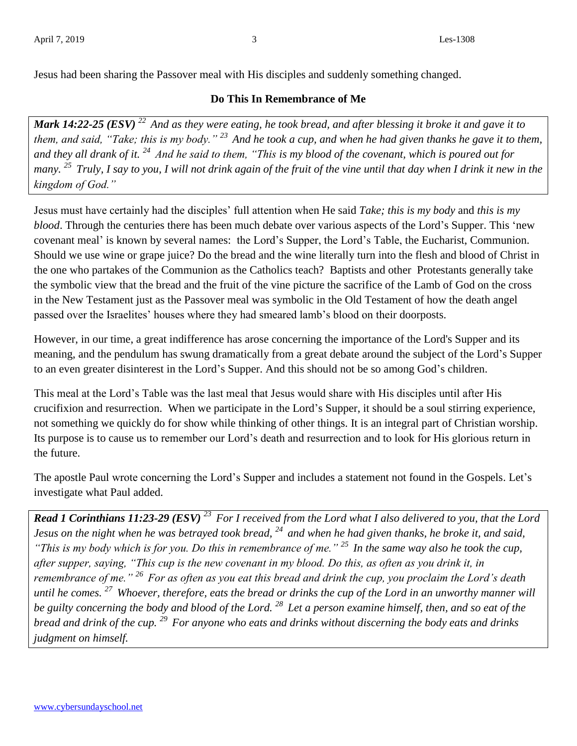Jesus had been sharing the Passover meal with His disciples and suddenly something changed.

### Do This In Remembrance of Me

> ***Mark 14:22-25 (ESV)*** *[22] And as they were eating, he took bread, and after blessing it broke it and gave it to them, and said, "Take; this is my body." [23] And he took a cup, and when he had given thanks he gave it to them, and they all drank of it. [24] And he said to them, "This is my blood of the covenant, which is poured out for many. [25] Truly, I say to you, I will not drink again of the fruit of the vine until that day when I drink it new in the kingdom of God."*

Jesus must have certainly had the disciples' full attention when He said *Take; this is my body* and *this is my blood*. Through the centuries there has been much debate over various aspects of the Lord's Supper. This 'new covenant meal' is known by several names: the Lord's Supper, the Lord's Table, the Eucharist, Communion. Should we use wine or grape juice? Do the bread and the wine literally turn into the flesh and blood of Christ in the one who partakes of the Communion as the Catholics teach? Baptists and other Protestants generally take the symbolic view that the bread and the fruit of the vine picture the sacrifice of the Lamb of God on the cross in the New Testament just as the Passover meal was symbolic in the Old Testament of how the death angel passed over the Israelites' houses where they had smeared lamb's blood on their doorposts.

However, in our time, a great indifference has arose concerning the importance of the Lord's Supper and its meaning, and the pendulum has swung dramatically from a great debate around the subject of the Lord's Supper to an even greater disinterest in the Lord's Supper. And this should not be so among God's children.

This meal at the Lord's Table was the last meal that Jesus would share with His disciples until after His crucifixion and resurrection. When we participate in the Lord's Supper, it should be a soul stirring experience, not something we quickly do for show while thinking of other things. It is an integral part of Christian worship. Its purpose is to cause us to remember our Lord's death and resurrection and to look for His glorious return in the future.

The apostle Paul wrote concerning the Lord's Supper and includes a statement not found in the Gospels. Let's investigate what Paul added.

> ***Read 1 Corinthians 11:23-29 (ESV)*** *[23] For I received from the Lord what I also delivered to you, that the Lord Jesus on the night when he was betrayed took bread, [24] and when he had given thanks, he broke it, and said, "This is my body which is for you. Do this in remembrance of me." [25] In the same way also he took the cup, after supper, saying, "This cup is the new covenant in my blood. Do this, as often as you drink it, in remembrance of me." [26] For as often as you eat this bread and drink the cup, you proclaim the Lord's death until he comes. [27] Whoever, therefore, eats the bread or drinks the cup of the Lord in an unworthy manner will be guilty concerning the body and blood of the Lord. [28] Let a person examine himself, then, and so eat of the bread and drink of the cup. [29] For anyone who eats and drinks without discerning the body eats and drinks judgment on himself.*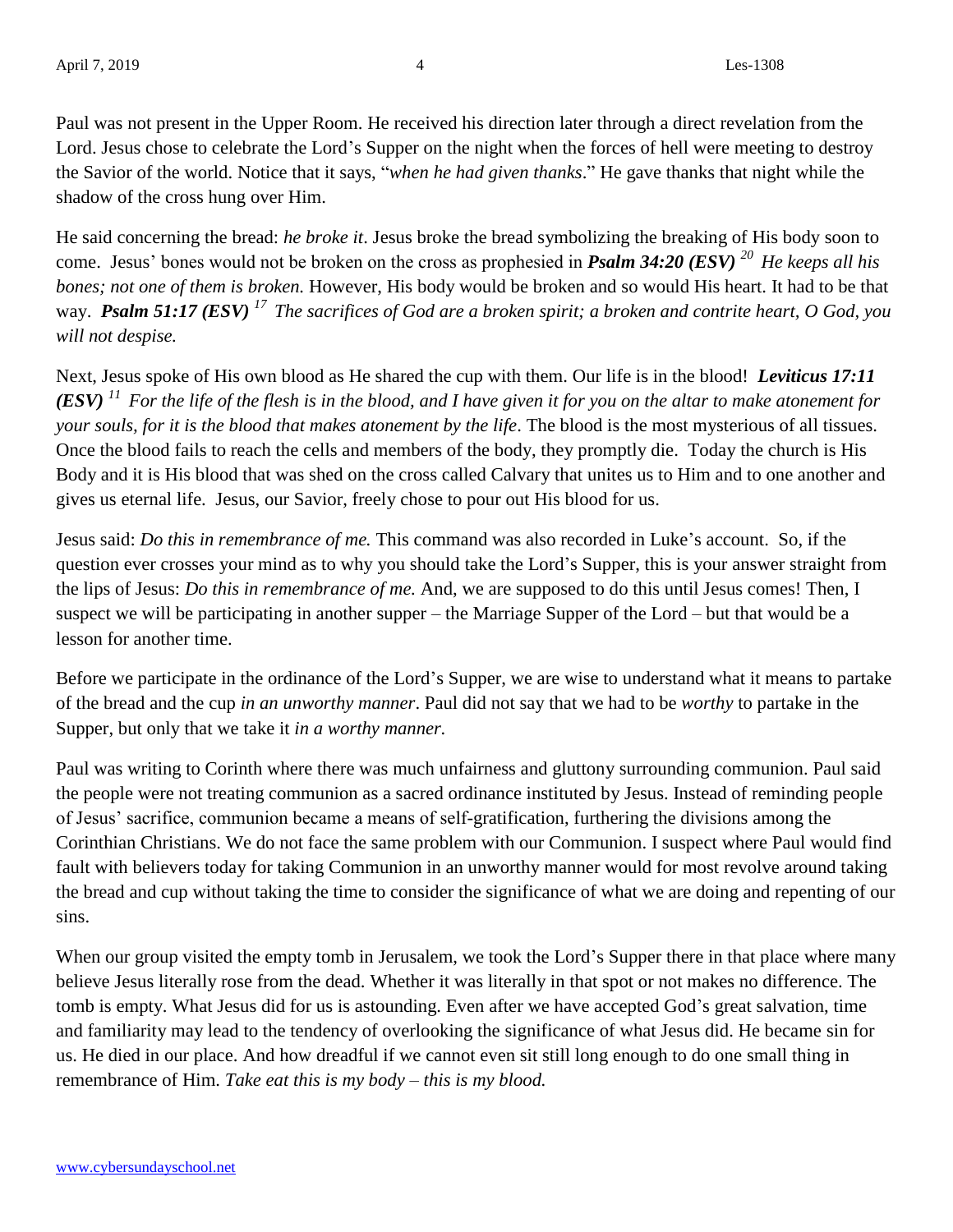Paul was not present in the Upper Room. He received his direction later through a direct revelation from the Lord. Jesus chose to celebrate the Lord's Supper on the night when the forces of hell were meeting to destroy the Savior of the world. Notice that it says, "*when he had given thanks*." He gave thanks that night while the shadow of the cross hung over Him.

He said concerning the bread: *he broke it*. Jesus broke the bread symbolizing the breaking of His body soon to come. Jesus' bones would not be broken on the cross as prophesied in ***Psalm 34:20 (ESV)*** [20] *He keeps all his bones; not one of them is broken.* However, His body would be broken and so would His heart. It had to be that way. ***Psalm 51:17 (ESV)*** [17] *The sacrifices of God are a broken spirit; a broken and contrite heart, O God, you will not despise.*

Next, Jesus spoke of His own blood as He shared the cup with them. Our life is in the blood! ***Leviticus 17:11 (ESV)*** [11] *For the life of the flesh is in the blood, and I have given it for you on the altar to make atonement for your souls, for it is the blood that makes atonement by the life*. The blood is the most mysterious of all tissues. Once the blood fails to reach the cells and members of the body, they promptly die. Today the church is His Body and it is His blood that was shed on the cross called Calvary that unites us to Him and to one another and gives us eternal life. Jesus, our Savior, freely chose to pour out His blood for us.

Jesus said: *Do this in remembrance of me.* This command was also recorded in Luke's account. So, if the question ever crosses your mind as to why you should take the Lord's Supper, this is your answer straight from the lips of Jesus: *Do this in remembrance of me.* And, we are supposed to do this until Jesus comes! Then, I suspect we will be participating in another supper – the Marriage Supper of the Lord – but that would be a lesson for another time.

Before we participate in the ordinance of the Lord's Supper, we are wise to understand what it means to partake of the bread and the cup *in an unworthy manner*. Paul did not say that we had to be *worthy* to partake in the Supper, but only that we take it *in a worthy manner.*

Paul was writing to Corinth where there was much unfairness and gluttony surrounding communion. Paul said the people were not treating communion as a sacred ordinance instituted by Jesus. Instead of reminding people of Jesus' sacrifice, communion became a means of self-gratification, furthering the divisions among the Corinthian Christians. We do not face the same problem with our Communion. I suspect where Paul would find fault with believers today for taking Communion in an unworthy manner would for most revolve around taking the bread and cup without taking the time to consider the significance of what we are doing and repenting of our sins.

When our group visited the empty tomb in Jerusalem, we took the Lord's Supper there in that place where many believe Jesus literally rose from the dead. Whether it was literally in that spot or not makes no difference. The tomb is empty. What Jesus did for us is astounding. Even after we have accepted God's great salvation, time and familiarity may lead to the tendency of overlooking the significance of what Jesus did. He became sin for us. He died in our place. And how dreadful if we cannot even sit still long enough to do one small thing in remembrance of Him. *Take eat this is my body – this is my blood.*

www.cybersundayschool.net